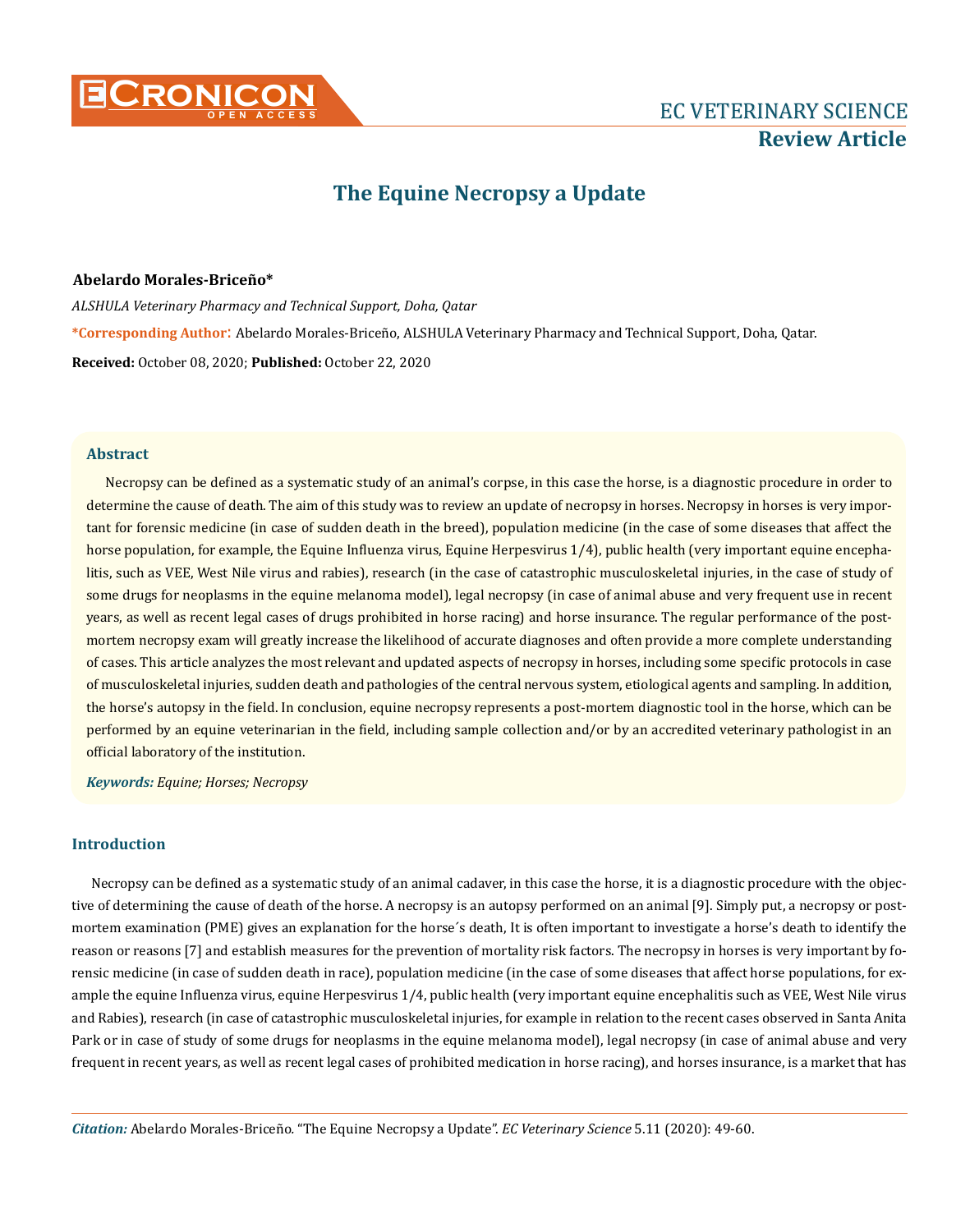# The Equine Necropsy a Update

**Abelardo Morales-Briceño***

*ALSHULA Veterinary Pharmacy and Technical Support, Doha, Qatar*

***Corresponding Author:** Abelardo Morales-Briceño, ALSHULA Veterinary Pharmacy and Technical Support, Doha, Qatar.

**Received:** October 08, 2020; **Published:** October 22, 2020

## Abstract

Necropsy can be defined as a systematic study of an animal's corpse, in this case the horse, is a diagnostic procedure in order to determine the cause of death. The aim of this study was to review an update of necropsy in horses. Necropsy in horses is very important for forensic medicine (in case of sudden death in the breed), population medicine (in the case of some diseases that affect the horse population, for example, the Equine Influenza virus, Equine Herpesvirus 1/4), public health (very important equine encephalitis, such as VEE, West Nile virus and rabies), research (in the case of catastrophic musculoskeletal injuries, in the case of study of some drugs for neoplasms in the equine melanoma model), legal necropsy (in case of animal abuse and very frequent use in recent years, as well as recent legal cases of drugs prohibited in horse racing) and horse insurance. The regular performance of the post-mortem necropsy exam will greatly increase the likelihood of accurate diagnoses and often provide a more complete understanding of cases. This article analyzes the most relevant and updated aspects of necropsy in horses, including some specific protocols in case of musculoskeletal injuries, sudden death and pathologies of the central nervous system, etiological agents and sampling. In addition, the horse's autopsy in the field. In conclusion, equine necropsy represents a post-mortem diagnostic tool in the horse, which can be performed by an equine veterinarian in the field, including sample collection and/or by an accredited veterinary pathologist in an official laboratory of the institution.

***Keywords:*** *Equine; Horses; Necropsy*

## Introduction

Necropsy can be defined as a systematic study of an animal cadaver, in this case the horse, it is a diagnostic procedure with the objective of determining the cause of death of the horse. A necropsy is an autopsy performed on an animal [9]. Simply put, a necropsy or post-mortem examination (PME) gives an explanation for the horse´s death, It is often important to investigate a horse's death to identify the reason or reasons [7] and establish measures for the prevention of mortality risk factors. The necropsy in horses is very important by forensic medicine (in case of sudden death in race), population medicine (in the case of some diseases that affect horse populations, for example the equine Influenza virus, equine Herpesvirus 1/4, public health (very important equine encephalitis such as VEE, West Nile virus and Rabies), research (in case of catastrophic musculoskeletal injuries, for example in relation to the recent cases observed in Santa Anita Park or in case of study of some drugs for neoplasms in the equine melanoma model), legal necropsy (in case of animal abuse and very frequent in recent years, as well as recent legal cases of prohibited medication in horse racing), and horses insurance, is a market that has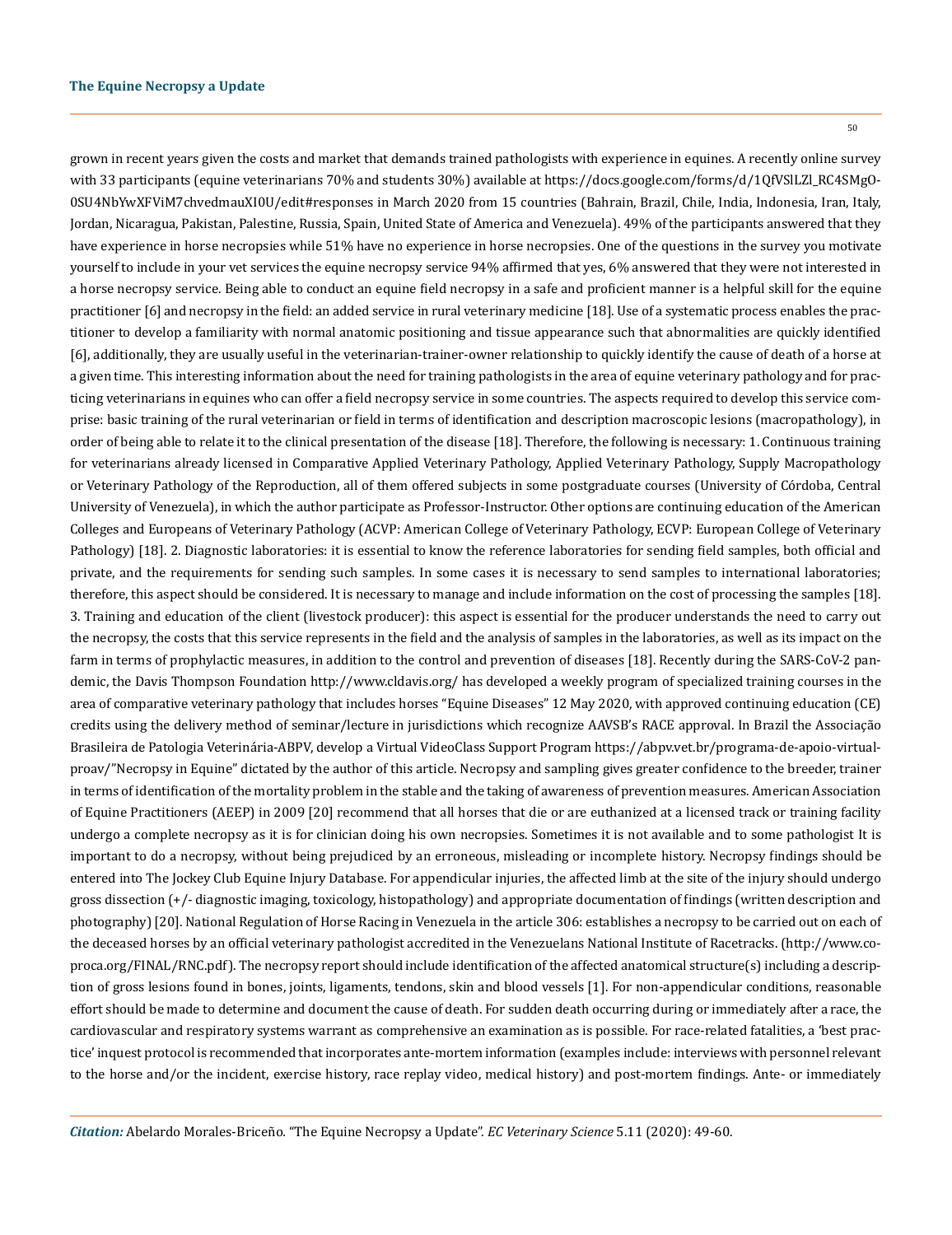grown in recent years given the costs and market that demands trained pathologists with experience in equines. A recently online survey with 33 participants (equine veterinarians 70% and students 30%) available at https://docs.google.com/forms/d/1QfVSlLZl_RC4SMgO0SU4NbYwXFViM7chvedmauXI0U/edit#responses in March 2020 from 15 countries (Bahrain, Brazil, Chile, India, Indonesia, Iran, Italy, Jordan, Nicaragua, Pakistan, Palestine, Russia, Spain, United State of America and Venezuela). 49% of the participants answered that they have experience in horse necropsies while 51% have no experience in horse necropsies. One of the questions in the survey you motivate yourself to include in your vet services the equine necropsy service 94% affirmed that yes, 6% answered that they were not interested in a horse necropsy service. Being able to conduct an equine field necropsy in a safe and proficient manner is a helpful skill for the equine practitioner [6] and necropsy in the field: an added service in rural veterinary medicine [18]. Use of a systematic process enables the practitioner to develop a familiarity with normal anatomic positioning and tissue appearance such that abnormalities are quickly identified [6], additionally, they are usually useful in the veterinarian-trainer-owner relationship to quickly identify the cause of death of a horse at a given time. This interesting information about the need for training pathologists in the area of equine veterinary pathology and for practicing veterinarians in equines who can offer a field necropsy service in some countries. The aspects required to develop this service comprise: basic training of the rural veterinarian or field in terms of identification and description macroscopic lesions (macropathology), in order of being able to relate it to the clinical presentation of the disease [18]. Therefore, the following is necessary: 1. Continuous training for veterinarians already licensed in Comparative Applied Veterinary Pathology, Applied Veterinary Pathology, Supply Macropathology or Veterinary Pathology of the Reproduction, all of them offered subjects in some postgraduate courses (University of Córdoba, Central University of Venezuela), in which the author participate as Professor-Instructor. Other options are continuing education of the American Colleges and Europeans of Veterinary Pathology (ACVP: American College of Veterinary Pathology, ECVP: European College of Veterinary Pathology) [18]. 2. Diagnostic laboratories: it is essential to know the reference laboratories for sending field samples, both official and private, and the requirements for sending such samples. In some cases it is necessary to send samples to international laboratories; therefore, this aspect should be considered. It is necessary to manage and include information on the cost of processing the samples [18]. 3. Training and education of the client (livestock producer): this aspect is essential for the producer understands the need to carry out the necropsy, the costs that this service represents in the field and the analysis of samples in the laboratories, as well as its impact on the farm in terms of prophylactic measures, in addition to the control and prevention of diseases [18]. Recently during the SARS-CoV-2 pandemic, the Davis Thompson Foundation http://www.cldavis.org/ has developed a weekly program of specialized training courses in the area of comparative veterinary pathology that includes horses "Equine Diseases" 12 May 2020, with approved continuing education (CE) credits using the delivery method of seminar/lecture in jurisdictions which recognize AAVSB's RACE approval. In Brazil the Associação Brasileira de Patologia Veterinária-ABPV, develop a Virtual VideoClass Support Program https://abpv.vet.br/programa-de-apoio-virtual-proav/"Necropsy in Equine" dictated by the author of this article. Necropsy and sampling gives greater confidence to the breeder, trainer in terms of identification of the mortality problem in the stable and the taking of awareness of prevention measures. American Association of Equine Practitioners (AEEP) in 2009 [20] recommend that all horses that die or are euthanized at a licensed track or training facility undergo a complete necropsy as it is for clinician doing his own necropsies. Sometimes it is not available and to some pathologist It is important to do a necropsy, without being prejudiced by an erroneous, misleading or incomplete history. Necropsy findings should be entered into The Jockey Club Equine Injury Database. For appendicular injuries, the affected limb at the site of the injury should undergo gross dissection (+/- diagnostic imaging, toxicology, histopathology) and appropriate documentation of findings (written description and photography) [20]. National Regulation of Horse Racing in Venezuela in the article 306: establishes a necropsy to be carried out on each of the deceased horses by an official veterinary pathologist accredited in the Venezuelans National Institute of Racetracks. (http://www.coproca.org/FINAL/RNC.pdf). The necropsy report should include identification of the affected anatomical structure(s) including a description of gross lesions found in bones, joints, ligaments, tendons, skin and blood vessels [1]. For non-appendicular conditions, reasonable effort should be made to determine and document the cause of death. For sudden death occurring during or immediately after a race, the cardiovascular and respiratory systems warrant as comprehensive an examination as is possible. For race-related fatalities, a 'best practice' inquest protocol is recommended that incorporates ante-mortem information (examples include: interviews with personnel relevant to the horse and/or the incident, exercise history, race replay video, medical history) and post-mortem findings. Ante- or immediately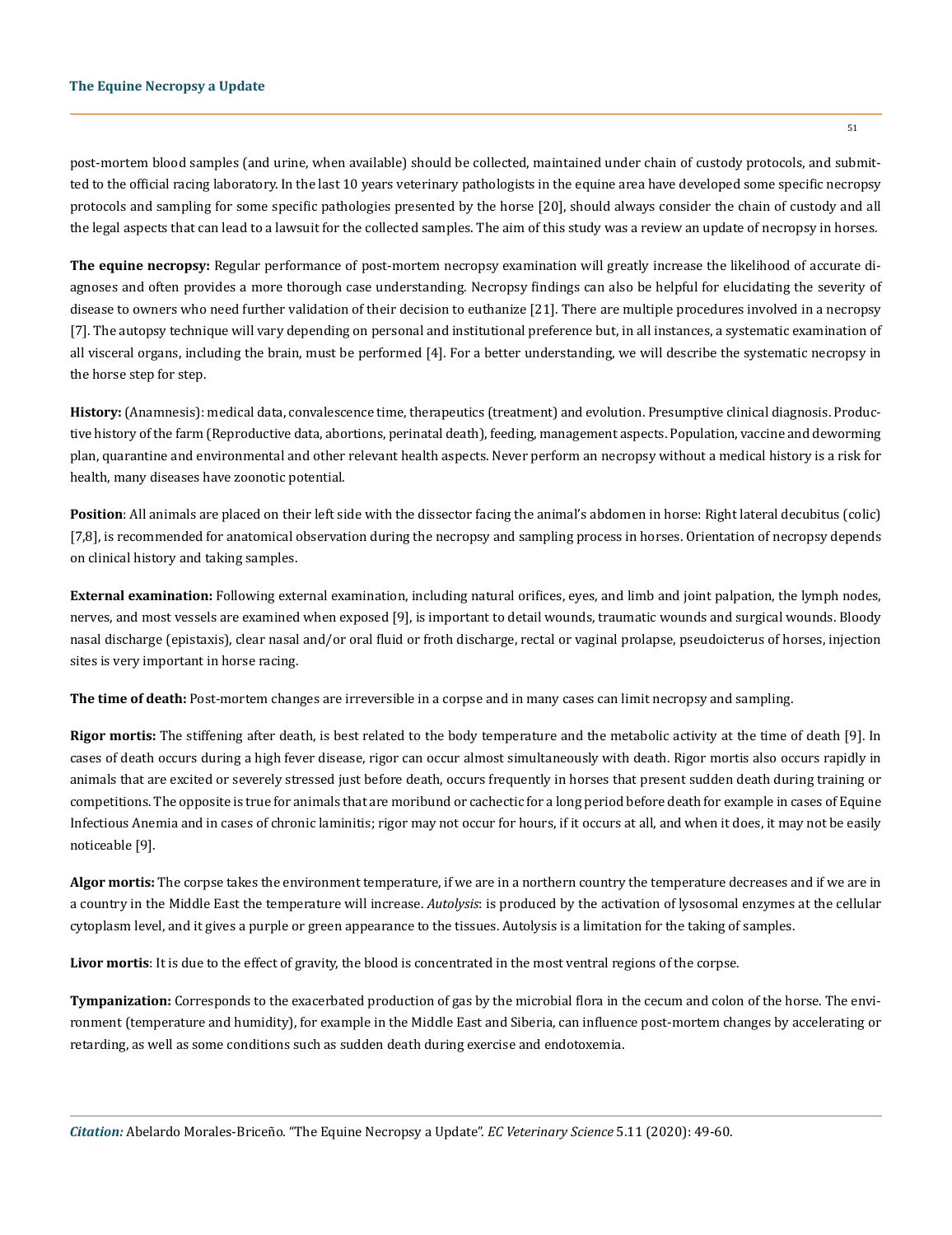post-mortem blood samples (and urine, when available) should be collected, maintained under chain of custody protocols, and submitted to the official racing laboratory. In the last 10 years veterinary pathologists in the equine area have developed some specific necropsy protocols and sampling for some specific pathologies presented by the horse [20], should always consider the chain of custody and all the legal aspects that can lead to a lawsuit for the collected samples. The aim of this study was a review an update of necropsy in horses.

**The equine necropsy:** Regular performance of post-mortem necropsy examination will greatly increase the likelihood of accurate diagnoses and often provides a more thorough case understanding. Necropsy findings can also be helpful for elucidating the severity of disease to owners who need further validation of their decision to euthanize [21]. There are multiple procedures involved in a necropsy [7]. The autopsy technique will vary depending on personal and institutional preference but, in all instances, a systematic examination of all visceral organs, including the brain, must be performed [4]. For a better understanding, we will describe the systematic necropsy in the horse step for step.

**History:** (Anamnesis): medical data, convalescence time, therapeutics (treatment) and evolution. Presumptive clinical diagnosis. Productive history of the farm (Reproductive data, abortions, perinatal death), feeding, management aspects. Population, vaccine and deworming plan, quarantine and environmental and other relevant health aspects. Never perform an necropsy without a medical history is a risk for health, many diseases have zoonotic potential.

**Position**: All animals are placed on their left side with the dissector facing the animal's abdomen in horse: Right lateral decubitus (colic) [7,8], is recommended for anatomical observation during the necropsy and sampling process in horses. Orientation of necropsy depends on clinical history and taking samples.

**External examination:** Following external examination, including natural orifices, eyes, and limb and joint palpation, the lymph nodes, nerves, and most vessels are examined when exposed [9], is important to detail wounds, traumatic wounds and surgical wounds. Bloody nasal discharge (epistaxis), clear nasal and/or oral fluid or froth discharge, rectal or vaginal prolapse, pseudoicterus of horses, injection sites is very important in horse racing.

**The time of death:** Post-mortem changes are irreversible in a corpse and in many cases can limit necropsy and sampling.

**Rigor mortis:** The stiffening after death, is best related to the body temperature and the metabolic activity at the time of death [9]. In cases of death occurs during a high fever disease, rigor can occur almost simultaneously with death. Rigor mortis also occurs rapidly in animals that are excited or severely stressed just before death, occurs frequently in horses that present sudden death during training or competitions. The opposite is true for animals that are moribund or cachectic for a long period before death for example in cases of Equine Infectious Anemia and in cases of chronic laminitis; rigor may not occur for hours, if it occurs at all, and when it does, it may not be easily noticeable [9].

**Algor mortis:** The corpse takes the environment temperature, if we are in a northern country the temperature decreases and if we are in a country in the Middle East the temperature will increase. *Autolysis*: is produced by the activation of lysosomal enzymes at the cellular cytoplasm level, and it gives a purple or green appearance to the tissues. Autolysis is a limitation for the taking of samples.

**Livor mortis**: It is due to the effect of gravity, the blood is concentrated in the most ventral regions of the corpse.

**Tympanization:** Corresponds to the exacerbated production of gas by the microbial flora in the cecum and colon of the horse. The environment (temperature and humidity), for example in the Middle East and Siberia, can influence post-mortem changes by accelerating or retarding, as well as some conditions such as sudden death during exercise and endotoxemia.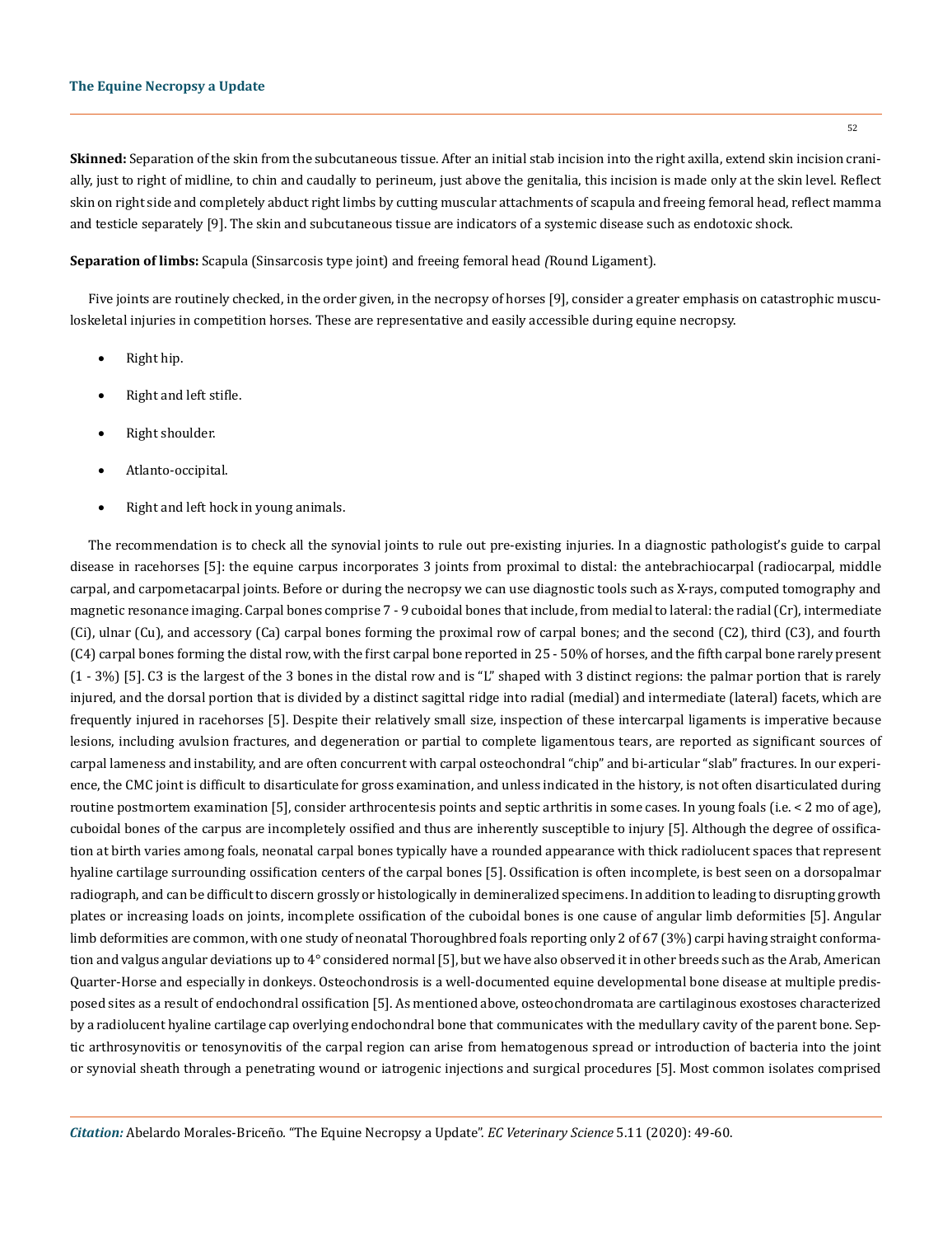**Skinned:** Separation of the skin from the subcutaneous tissue. After an initial stab incision into the right axilla, extend skin incision cranially, just to right of midline, to chin and caudally to perineum, just above the genitalia, this incision is made only at the skin level. Reflect skin on right side and completely abduct right limbs by cutting muscular attachments of scapula and freeing femoral head, reflect mamma and testicle separately [9]. The skin and subcutaneous tissue are indicators of a systemic disease such as endotoxic shock.

**Separation of limbs:** Scapula (Sinsarcosis type joint) and freeing femoral head *(*Round Ligament).

Five joints are routinely checked, in the order given, in the necropsy of horses [9], consider a greater emphasis on catastrophic musculoskeletal injuries in competition horses. These are representative and easily accessible during equine necropsy.

- Right hip.
- Right and left stifle.
- Right shoulder.
- Atlanto-occipital.
- Right and left hock in young animals.

The recommendation is to check all the synovial joints to rule out pre-existing injuries. In a diagnostic pathologist's guide to carpal disease in racehorses [5]: the equine carpus incorporates 3 joints from proximal to distal: the antebrachiocarpal (radiocarpal, middle carpal, and carpometacarpal joints. Before or during the necropsy we can use diagnostic tools such as X-rays, computed tomography and magnetic resonance imaging. Carpal bones comprise 7 - 9 cuboidal bones that include, from medial to lateral: the radial (Cr), intermediate (Ci), ulnar (Cu), and accessory (Ca) carpal bones forming the proximal row of carpal bones; and the second (C2), third (C3), and fourth (C4) carpal bones forming the distal row, with the first carpal bone reported in 25 - 50% of horses, and the fifth carpal bone rarely present (1 - 3%) [5]. C3 is the largest of the 3 bones in the distal row and is "L" shaped with 3 distinct regions: the palmar portion that is rarely injured, and the dorsal portion that is divided by a distinct sagittal ridge into radial (medial) and intermediate (lateral) facets, which are frequently injured in racehorses [5]. Despite their relatively small size, inspection of these intercarpal ligaments is imperative because lesions, including avulsion fractures, and degeneration or partial to complete ligamentous tears, are reported as significant sources of carpal lameness and instability, and are often concurrent with carpal osteochondral "chip" and bi-articular "slab" fractures. In our experience, the CMC joint is difficult to disarticulate for gross examination, and unless indicated in the history, is not often disarticulated during routine postmortem examination [5], consider arthrocentesis points and septic arthritis in some cases. In young foals (i.e. < 2 mo of age), cuboidal bones of the carpus are incompletely ossified and thus are inherently susceptible to injury [5]. Although the degree of ossification at birth varies among foals, neonatal carpal bones typically have a rounded appearance with thick radiolucent spaces that represent hyaline cartilage surrounding ossification centers of the carpal bones [5]. Ossification is often incomplete, is best seen on a dorsopalmar radiograph, and can be difficult to discern grossly or histologically in demineralized specimens. In addition to leading to disrupting growth plates or increasing loads on joints, incomplete ossification of the cuboidal bones is one cause of angular limb deformities [5]. Angular limb deformities are common, with one study of neonatal Thoroughbred foals reporting only 2 of 67 (3%) carpi having straight conformation and valgus angular deviations up to 4° considered normal [5], but we have also observed it in other breeds such as the Arab, American Quarter-Horse and especially in donkeys. Osteochondrosis is a well-documented equine developmental bone disease at multiple predisposed sites as a result of endochondral ossification [5]. As mentioned above, osteochondromata are cartilaginous exostoses characterized by a radiolucent hyaline cartilage cap overlying endochondral bone that communicates with the medullary cavity of the parent bone. Septic arthrosynovitis or tenosynovitis of the carpal region can arise from hematogenous spread or introduction of bacteria into the joint or synovial sheath through a penetrating wound or iatrogenic injections and surgical procedures [5]. Most common isolates comprised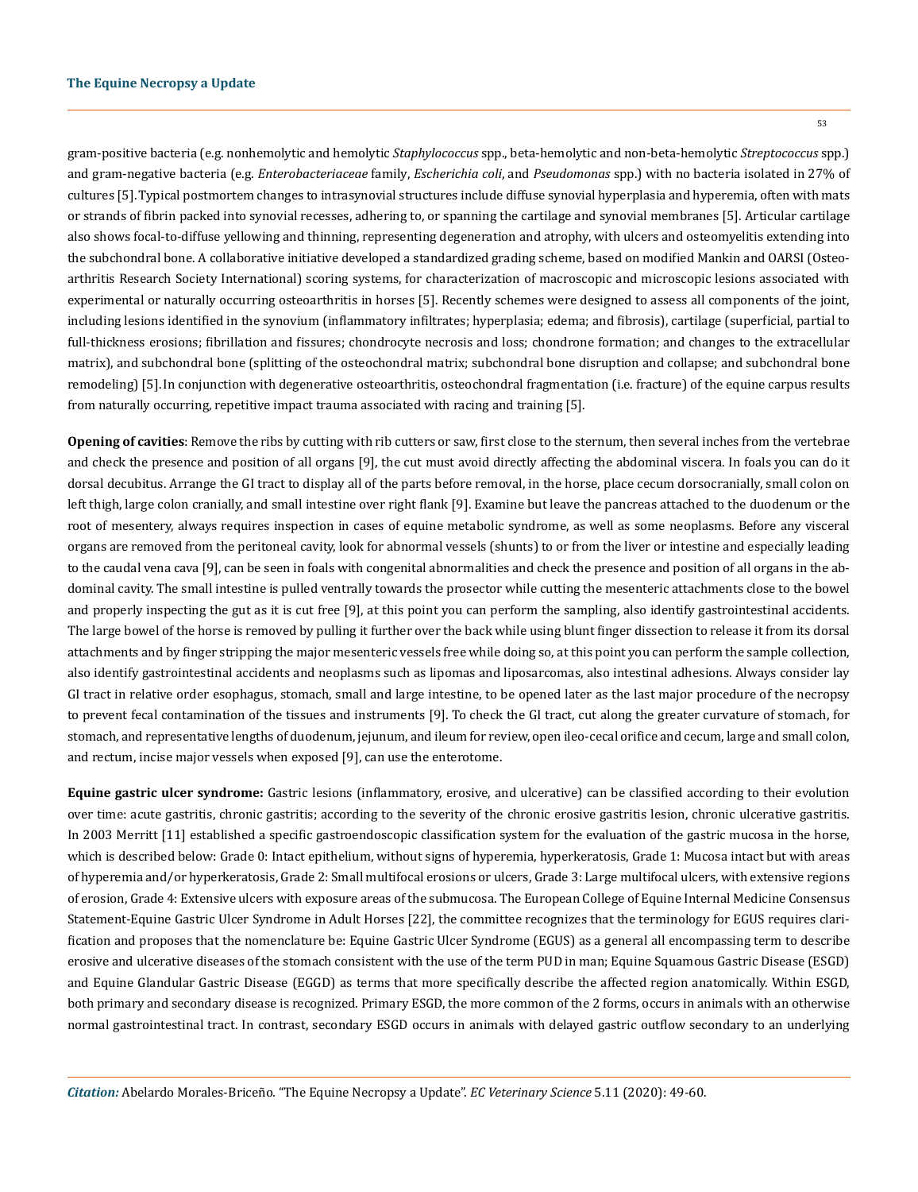gram-positive bacteria (e.g. nonhemolytic and hemolytic *Staphylococcus* spp., beta-hemolytic and non-beta-hemolytic *Streptococcus* spp.) and gram-negative bacteria (e.g. *Enterobacteriaceae* family, *Escherichia coli*, and *Pseudomonas* spp.) with no bacteria isolated in 27% of cultures [5]. Typical postmortem changes to intrasynovial structures include diffuse synovial hyperplasia and hyperemia, often with mats or strands of fibrin packed into synovial recesses, adhering to, or spanning the cartilage and synovial membranes [5]. Articular cartilage also shows focal-to-diffuse yellowing and thinning, representing degeneration and atrophy, with ulcers and osteomyelitis extending into the subchondral bone. A collaborative initiative developed a standardized grading scheme, based on modified Mankin and OARSI (Osteoarthritis Research Society International) scoring systems, for characterization of macroscopic and microscopic lesions associated with experimental or naturally occurring osteoarthritis in horses [5]. Recently schemes were designed to assess all components of the joint, including lesions identified in the synovium (inflammatory infiltrates; hyperplasia; edema; and fibrosis), cartilage (superficial, partial to full-thickness erosions; fibrillation and fissures; chondrocyte necrosis and loss; chondrone formation; and changes to the extracellular matrix), and subchondral bone (splitting of the osteochondral matrix; subchondral bone disruption and collapse; and subchondral bone remodeling) [5]. In conjunction with degenerative osteoarthritis, osteochondral fragmentation (i.e. fracture) of the equine carpus results from naturally occurring, repetitive impact trauma associated with racing and training [5].

**Opening of cavities**: Remove the ribs by cutting with rib cutters or saw, first close to the sternum, then several inches from the vertebrae and check the presence and position of all organs [9], the cut must avoid directly affecting the abdominal viscera. In foals you can do it dorsal decubitus. Arrange the GI tract to display all of the parts before removal, in the horse, place cecum dorsocranially, small colon on left thigh, large colon cranially, and small intestine over right flank [9]. Examine but leave the pancreas attached to the duodenum or the root of mesentery, always requires inspection in cases of equine metabolic syndrome, as well as some neoplasms. Before any visceral organs are removed from the peritoneal cavity, look for abnormal vessels (shunts) to or from the liver or intestine and especially leading to the caudal vena cava [9], can be seen in foals with congenital abnormalities and check the presence and position of all organs in the abdominal cavity. The small intestine is pulled ventrally towards the prosector while cutting the mesenteric attachments close to the bowel and properly inspecting the gut as it is cut free [9], at this point you can perform the sampling, also identify gastrointestinal accidents. The large bowel of the horse is removed by pulling it further over the back while using blunt finger dissection to release it from its dorsal attachments and by finger stripping the major mesenteric vessels free while doing so, at this point you can perform the sample collection, also identify gastrointestinal accidents and neoplasms such as lipomas and liposarcomas, also intestinal adhesions. Always consider lay GI tract in relative order esophagus, stomach, small and large intestine, to be opened later as the last major procedure of the necropsy to prevent fecal contamination of the tissues and instruments [9]. To check the GI tract, cut along the greater curvature of stomach, for stomach, and representative lengths of duodenum, jejunum, and ileum for review, open ileo-cecal orifice and cecum, large and small colon, and rectum, incise major vessels when exposed [9], can use the enterotome.

**Equine gastric ulcer syndrome:** Gastric lesions (inflammatory, erosive, and ulcerative) can be classified according to their evolution over time: acute gastritis, chronic gastritis; according to the severity of the chronic erosive gastritis lesion, chronic ulcerative gastritis. In 2003 Merritt [11] established a specific gastroendoscopic classification system for the evaluation of the gastric mucosa in the horse, which is described below: Grade 0: Intact epithelium, without signs of hyperemia, hyperkeratosis, Grade 1: Mucosa intact but with areas of hyperemia and/or hyperkeratosis, Grade 2: Small multifocal erosions or ulcers, Grade 3: Large multifocal ulcers, with extensive regions of erosion, Grade 4: Extensive ulcers with exposure areas of the submucosa. The European College of Equine Internal Medicine Consensus Statement-Equine Gastric Ulcer Syndrome in Adult Horses [22], the committee recognizes that the terminology for EGUS requires clarification and proposes that the nomenclature be: Equine Gastric Ulcer Syndrome (EGUS) as a general all encompassing term to describe erosive and ulcerative diseases of the stomach consistent with the use of the term PUD in man; Equine Squamous Gastric Disease (ESGD) and Equine Glandular Gastric Disease (EGGD) as terms that more specifically describe the affected region anatomically. Within ESGD, both primary and secondary disease is recognized. Primary ESGD, the more common of the 2 forms, occurs in animals with an otherwise normal gastrointestinal tract. In contrast, secondary ESGD occurs in animals with delayed gastric outflow secondary to an underlying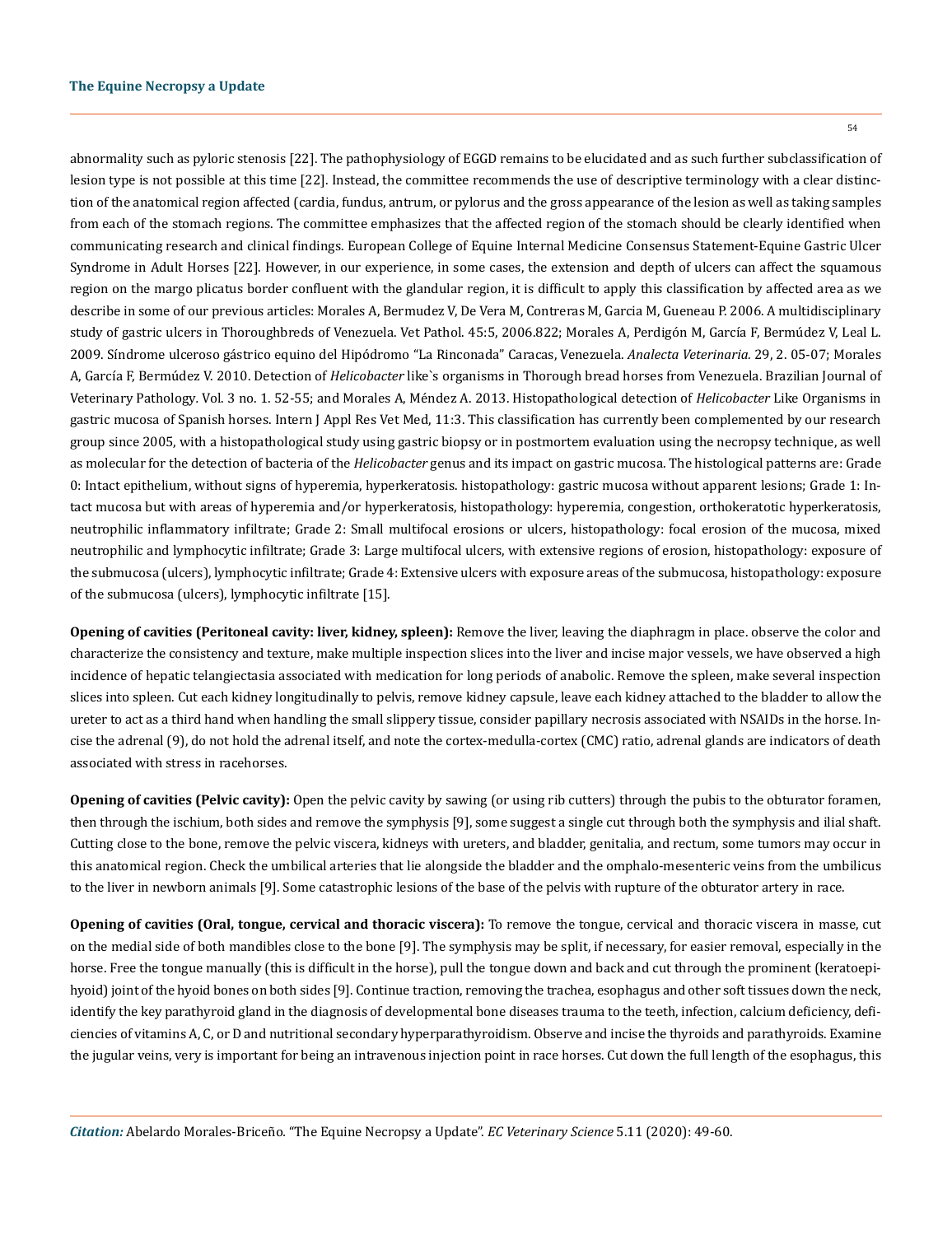abnormality such as pyloric stenosis [22]. The pathophysiology of EGGD remains to be elucidated and as such further subclassification of lesion type is not possible at this time [22]. Instead, the committee recommends the use of descriptive terminology with a clear distinction of the anatomical region affected (cardia, fundus, antrum, or pylorus and the gross appearance of the lesion as well as taking samples from each of the stomach regions. The committee emphasizes that the affected region of the stomach should be clearly identified when communicating research and clinical findings. European College of Equine Internal Medicine Consensus Statement-Equine Gastric Ulcer Syndrome in Adult Horses [22]. However, in our experience, in some cases, the extension and depth of ulcers can affect the squamous region on the margo plicatus border confluent with the glandular region, it is difficult to apply this classification by affected area as we describe in some of our previous articles: Morales A, Bermudez V, De Vera M, Contreras M, Garcia M, Gueneau P. 2006. A multidisciplinary study of gastric ulcers in Thoroughbreds of Venezuela. Vet Pathol. 45:5, 2006.822; Morales A, Perdigón M, García F, Bermúdez V, Leal L. 2009. Síndrome ulceroso gástrico equino del Hipódromo "La Rinconada" Caracas, Venezuela. *Analecta Veterinaria.* 29, 2. 05-07; Morales A, García F, Bermúdez V. 2010. Detection of *Helicobacter* like`s organisms in Thorough bread horses from Venezuela. Brazilian Journal of Veterinary Pathology. Vol. 3 no. 1. 52-55; and Morales A, Méndez A. 2013. Histopathological detection of *Helicobacter* Like Organisms in gastric mucosa of Spanish horses. Intern J Appl Res Vet Med, 11:3. This classification has currently been complemented by our research group since 2005, with a histopathological study using gastric biopsy or in postmortem evaluation using the necropsy technique, as well as molecular for the detection of bacteria of the *Helicobacter* genus and its impact on gastric mucosa. The histological patterns are: Grade 0: Intact epithelium, without signs of hyperemia, hyperkeratosis. histopathology: gastric mucosa without apparent lesions; Grade 1: Intact mucosa but with areas of hyperemia and/or hyperkeratosis, histopathology: hyperemia, congestion, orthokeratotic hyperkeratosis, neutrophilic inflammatory infiltrate; Grade 2: Small multifocal erosions or ulcers, histopathology: focal erosion of the mucosa, mixed neutrophilic and lymphocytic infiltrate; Grade 3: Large multifocal ulcers, with extensive regions of erosion, histopathology: exposure of the submucosa (ulcers), lymphocytic infiltrate; Grade 4: Extensive ulcers with exposure areas of the submucosa, histopathology: exposure of the submucosa (ulcers), lymphocytic infiltrate [15].

**Opening of cavities (Peritoneal cavity: liver, kidney, spleen):** Remove the liver, leaving the diaphragm in place. observe the color and characterize the consistency and texture, make multiple inspection slices into the liver and incise major vessels, we have observed a high incidence of hepatic telangiectasia associated with medication for long periods of anabolic. Remove the spleen, make several inspection slices into spleen. Cut each kidney longitudinally to pelvis, remove kidney capsule, leave each kidney attached to the bladder to allow the ureter to act as a third hand when handling the small slippery tissue, consider papillary necrosis associated with NSAIDs in the horse. Incise the adrenal (9), do not hold the adrenal itself, and note the cortex-medulla-cortex (CMC) ratio, adrenal glands are indicators of death associated with stress in racehorses.

**Opening of cavities (Pelvic cavity):** Open the pelvic cavity by sawing (or using rib cutters) through the pubis to the obturator foramen, then through the ischium, both sides and remove the symphysis [9], some suggest a single cut through both the symphysis and ilial shaft. Cutting close to the bone, remove the pelvic viscera, kidneys with ureters, and bladder, genitalia, and rectum, some tumors may occur in this anatomical region. Check the umbilical arteries that lie alongside the bladder and the omphalo-mesenteric veins from the umbilicus to the liver in newborn animals [9]. Some catastrophic lesions of the base of the pelvis with rupture of the obturator artery in race.

**Opening of cavities (Oral, tongue, cervical and thoracic viscera):** To remove the tongue, cervical and thoracic viscera in masse, cut on the medial side of both mandibles close to the bone [9]. The symphysis may be split, if necessary, for easier removal, especially in the horse. Free the tongue manually (this is difficult in the horse), pull the tongue down and back and cut through the prominent (keratoepihyoid) joint of the hyoid bones on both sides [9]. Continue traction, removing the trachea, esophagus and other soft tissues down the neck, identify the key parathyroid gland in the diagnosis of developmental bone diseases trauma to the teeth, infection, calcium deficiency, deficiencies of vitamins A, C, or D and nutritional secondary hyperparathyroidism. Observe and incise the thyroids and parathyroids. Examine the jugular veins, very is important for being an intravenous injection point in race horses. Cut down the full length of the esophagus, this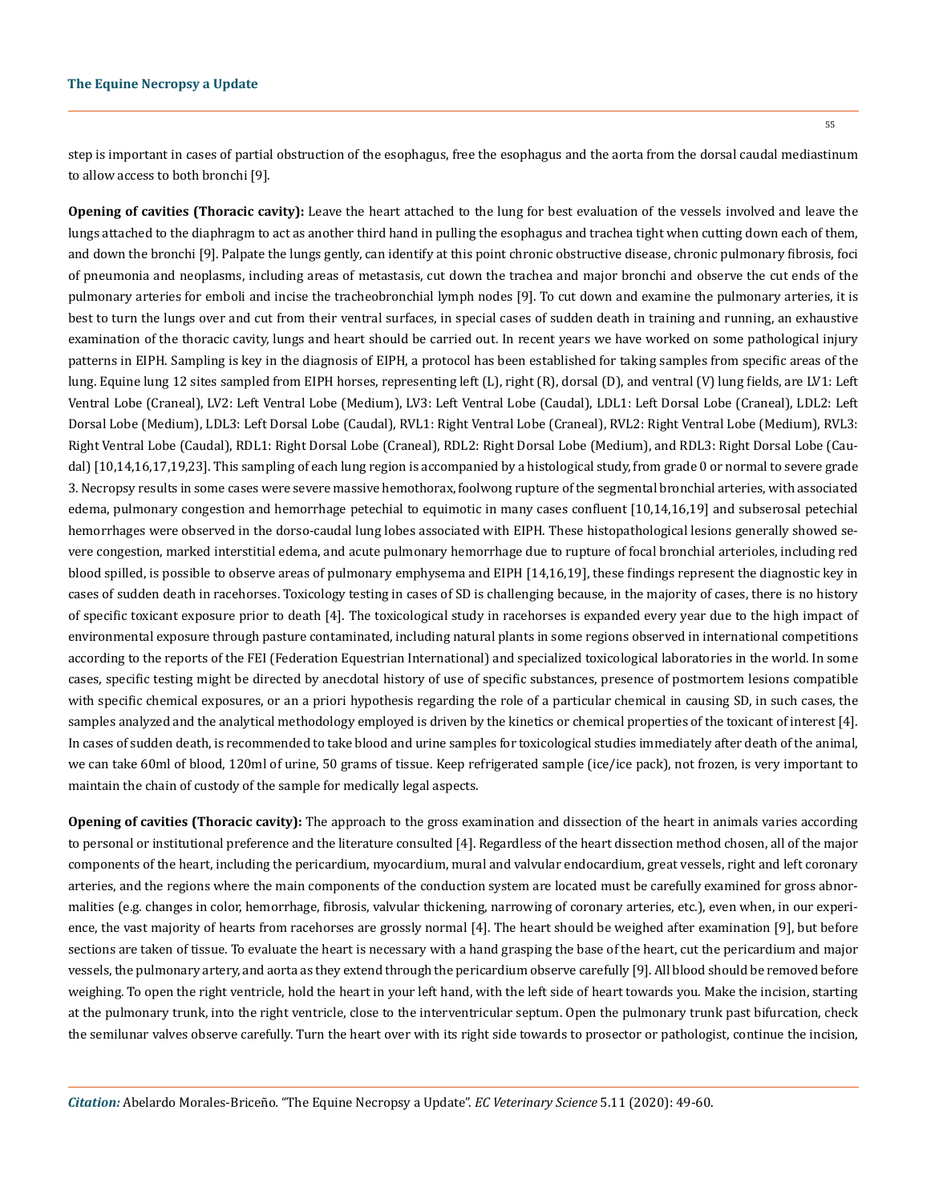step is important in cases of partial obstruction of the esophagus, free the esophagus and the aorta from the dorsal caudal mediastinum to allow access to both bronchi [9].

**Opening of cavities (Thoracic cavity):** Leave the heart attached to the lung for best evaluation of the vessels involved and leave the lungs attached to the diaphragm to act as another third hand in pulling the esophagus and trachea tight when cutting down each of them, and down the bronchi [9]. Palpate the lungs gently, can identify at this point chronic obstructive disease, chronic pulmonary fibrosis, foci of pneumonia and neoplasms, including areas of metastasis, cut down the trachea and major bronchi and observe the cut ends of the pulmonary arteries for emboli and incise the tracheobronchial lymph nodes [9]. To cut down and examine the pulmonary arteries, it is best to turn the lungs over and cut from their ventral surfaces, in special cases of sudden death in training and running, an exhaustive examination of the thoracic cavity, lungs and heart should be carried out. In recent years we have worked on some pathological injury patterns in EIPH. Sampling is key in the diagnosis of EIPH, a protocol has been established for taking samples from specific areas of the lung. Equine lung 12 sites sampled from EIPH horses, representing left (L), right (R), dorsal (D), and ventral (V) lung fields, are LV1: Left Ventral Lobe (Craneal), LV2: Left Ventral Lobe (Medium), LV3: Left Ventral Lobe (Caudal), LDL1: Left Dorsal Lobe (Craneal), LDL2: Left Dorsal Lobe (Medium), LDL3: Left Dorsal Lobe (Caudal), RVL1: Right Ventral Lobe (Craneal), RVL2: Right Ventral Lobe (Medium), RVL3: Right Ventral Lobe (Caudal), RDL1: Right Dorsal Lobe (Craneal), RDL2: Right Dorsal Lobe (Medium), and RDL3: Right Dorsal Lobe (Caudal) [10,14,16,17,19,23]. This sampling of each lung region is accompanied by a histological study, from grade 0 or normal to severe grade 3. Necropsy results in some cases were severe massive hemothorax, foolwong rupture of the segmental bronchial arteries, with associated edema, pulmonary congestion and hemorrhage petechial to equimotic in many cases confluent [10,14,16,19] and subserosal petechial hemorrhages were observed in the dorso-caudal lung lobes associated with EIPH. These histopathological lesions generally showed severe congestion, marked interstitial edema, and acute pulmonary hemorrhage due to rupture of focal bronchial arterioles, including red blood spilled, is possible to observe areas of pulmonary emphysema and EIPH [14,16,19], these findings represent the diagnostic key in cases of sudden death in racehorses. Toxicology testing in cases of SD is challenging because, in the majority of cases, there is no history of specific toxicant exposure prior to death [4]. The toxicological study in racehorses is expanded every year due to the high impact of environmental exposure through pasture contaminated, including natural plants in some regions observed in international competitions according to the reports of the FEI (Federation Equestrian International) and specialized toxicological laboratories in the world. In some cases, specific testing might be directed by anecdotal history of use of specific substances, presence of postmortem lesions compatible with specific chemical exposures, or an a priori hypothesis regarding the role of a particular chemical in causing SD, in such cases, the samples analyzed and the analytical methodology employed is driven by the kinetics or chemical properties of the toxicant of interest [4]. In cases of sudden death, is recommended to take blood and urine samples for toxicological studies immediately after death of the animal, we can take 60ml of blood, 120ml of urine, 50 grams of tissue. Keep refrigerated sample (ice/ice pack), not frozen, is very important to maintain the chain of custody of the sample for medically legal aspects.

**Opening of cavities (Thoracic cavity):** The approach to the gross examination and dissection of the heart in animals varies according to personal or institutional preference and the literature consulted [4]. Regardless of the heart dissection method chosen, all of the major components of the heart, including the pericardium, myocardium, mural and valvular endocardium, great vessels, right and left coronary arteries, and the regions where the main components of the conduction system are located must be carefully examined for gross abnormalities (e.g. changes in color, hemorrhage, fibrosis, valvular thickening, narrowing of coronary arteries, etc.), even when, in our experience, the vast majority of hearts from racehorses are grossly normal [4]. The heart should be weighed after examination [9], but before sections are taken of tissue. To evaluate the heart is necessary with a hand grasping the base of the heart, cut the pericardium and major vessels, the pulmonary artery, and aorta as they extend through the pericardium observe carefully [9]. All blood should be removed before weighing. To open the right ventricle, hold the heart in your left hand, with the left side of heart towards you. Make the incision, starting at the pulmonary trunk, into the right ventricle, close to the interventricular septum. Open the pulmonary trunk past bifurcation, check the semilunar valves observe carefully. Turn the heart over with its right side towards to prosector or pathologist, continue the incision,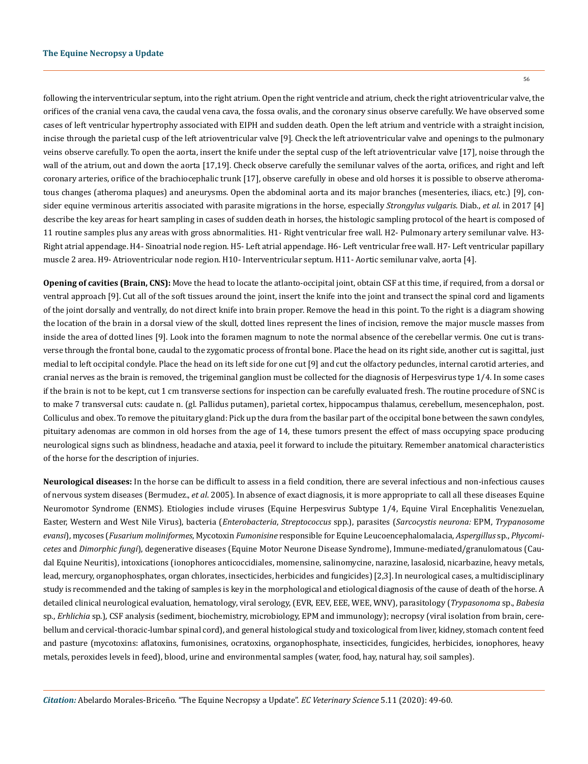following the interventricular septum, into the right atrium. Open the right ventricle and atrium, check the right atrioventricular valve, the orifices of the cranial vena cava, the caudal vena cava, the fossa ovalis, and the coronary sinus observe carefully. We have observed some cases of left ventricular hypertrophy associated with EIPH and sudden death. Open the left atrium and ventricle with a straight incision, incise through the parietal cusp of the left atrioventricular valve [9]. Check the left atrioventricular valve and openings to the pulmonary veins observe carefully. To open the aorta, insert the knife under the septal cusp of the left atrioventricular valve [17], noise through the wall of the atrium, out and down the aorta [17,19]. Check observe carefully the semilunar valves of the aorta, orifices, and right and left coronary arteries, orifice of the brachiocephalic trunk [17], observe carefully in obese and old horses it is possible to observe atheromatous changes (atheroma plaques) and aneurysms. Open the abdominal aorta and its major branches (mesenteries, iliacs, etc.) [9], consider equine verminous arteritis associated with parasite migrations in the horse, especially *Strongylus vulgaris*. Diab., *et al*. in 2017 [4] describe the key areas for heart sampling in cases of sudden death in horses, the histologic sampling protocol of the heart is composed of 11 routine samples plus any areas with gross abnormalities. H1- Right ventricular free wall. H2- Pulmonary artery semilunar valve. H3- Right atrial appendage. H4- Sinoatrial node region. H5- Left atrial appendage. H6- Left ventricular free wall. H7- Left ventricular papillary muscle 2 area. H9- Atrioventricular node region. H10- Interventricular septum. H11- Aortic semilunar valve, aorta [4].

**Opening of cavities (Brain, CNS):** Move the head to locate the atlanto-occipital joint, obtain CSF at this time, if required, from a dorsal or ventral approach [9]. Cut all of the soft tissues around the joint, insert the knife into the joint and transect the spinal cord and ligaments of the joint dorsally and ventrally, do not direct knife into brain proper. Remove the head in this point. To the right is a diagram showing the location of the brain in a dorsal view of the skull, dotted lines represent the lines of incision, remove the major muscle masses from inside the area of dotted lines [9]. Look into the foramen magnum to note the normal absence of the cerebellar vermis. One cut is transverse through the frontal bone, caudal to the zygomatic process of frontal bone. Place the head on its right side, another cut is sagittal, just medial to left occipital condyle. Place the head on its left side for one cut [9] and cut the olfactory peduncles, internal carotid arteries, and cranial nerves as the brain is removed, the trigeminal ganglion must be collected for the diagnosis of Herpesvirus type 1/4. In some cases if the brain is not to be kept, cut 1 cm transverse sections for inspection can be carefully evaluated fresh. The routine procedure of SNC is to make 7 transversal cuts: caudate n. (gl. Pallidus putamen), parietal cortex, hippocampus thalamus, cerebellum, mesencephalon, post. Colliculus and obex. To remove the pituitary gland: Pick up the dura from the basilar part of the occipital bone between the sawn condyles, pituitary adenomas are common in old horses from the age of 14, these tumors present the effect of mass occupying space producing neurological signs such as blindness, headache and ataxia, peel it forward to include the pituitary. Remember anatomical characteristics of the horse for the description of injuries.

**Neurological diseases:** In the horse can be difficult to assess in a field condition, there are several infectious and non-infectious causes of nervous system diseases (Bermudez., *et al*. 2005). In absence of exact diagnosis, it is more appropriate to call all these diseases Equine Neuromotor Syndrome (ENMS). Etiologies include viruses (Equine Herpesvirus Subtype 1/4, Equine Viral Encephalitis Venezuelan, Easter, Western and West Nile Virus), bacteria (*Enterobacteria*, *Streptococcus* spp.), parasites (*Sarcocystis neurona:* EPM, *Trypanosome evansi*), mycoses (*Fusarium moliniformes*, Mycotoxin *Fumonisine* responsible for Equine Leucoencephalomalacia, *Aspergillus* sp., *Phycomicetes* and *Dimorphic fungi*), degenerative diseases (Equine Motor Neurone Disease Syndrome), Immune-mediated/granulomatous (Caudal Equine Neuritis), intoxications (ionophores anticoccidiales, momensine, salinomycine, narazine, lasalosid, nicarbazine, heavy metals, lead, mercury, organophosphates, organ chlorates, insecticides, herbicides and fungicides) [2,3]. In neurological cases, a multidisciplinary study is recommended and the taking of samples is key in the morphological and etiological diagnosis of the cause of death of the horse. A detailed clinical neurological evaluation, hematology, viral serology, (EVR, EEV, EEE, WEE, WNV), parasitology (*Trypasonoma* sp., *Babesia* sp., *Erhlichia* sp.), CSF analysis (sediment, biochemistry, microbiology, EPM and immunology); necropsy (viral isolation from brain, cerebellum and cervical-thoracic-lumbar spinal cord), and general histological study and toxicological from liver, kidney, stomach content feed and pasture (mycotoxins: aflatoxins, fumonisines, ocratoxins, organophosphate, insecticides, fungicides, herbicides, ionophores, heavy metals, peroxides levels in feed), blood, urine and environmental samples (water, food, hay, natural hay, soil samples).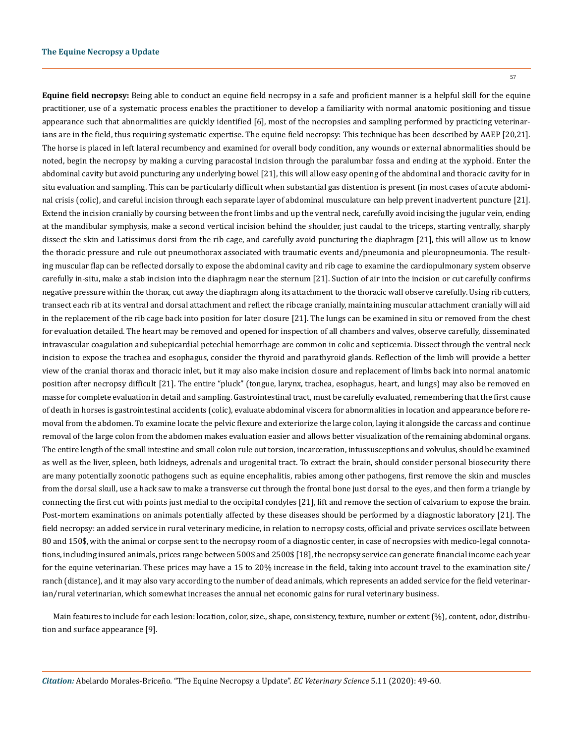**Equine field necropsy:** Being able to conduct an equine field necropsy in a safe and proficient manner is a helpful skill for the equine practitioner, use of a systematic process enables the practitioner to develop a familiarity with normal anatomic positioning and tissue appearance such that abnormalities are quickly identified [6], most of the necropsies and sampling performed by practicing veterinarians are in the field, thus requiring systematic expertise. The equine field necropsy: This technique has been described by AAEP [20,21]. The horse is placed in left lateral recumbency and examined for overall body condition, any wounds or external abnormalities should be noted, begin the necropsy by making a curving paracostal incision through the paralumbar fossa and ending at the xyphoid. Enter the abdominal cavity but avoid puncturing any underlying bowel [21], this will allow easy opening of the abdominal and thoracic cavity for in situ evaluation and sampling. This can be particularly difficult when substantial gas distention is present (in most cases of acute abdominal crisis (colic), and careful incision through each separate layer of abdominal musculature can help prevent inadvertent puncture [21]. Extend the incision cranially by coursing between the front limbs and up the ventral neck, carefully avoid incising the jugular vein, ending at the mandibular symphysis, make a second vertical incision behind the shoulder, just caudal to the triceps, starting ventrally, sharply dissect the skin and Latissimus dorsi from the rib cage, and carefully avoid puncturing the diaphragm [21], this will allow us to know the thoracic pressure and rule out pneumothorax associated with traumatic events and/pneumonia and pleuropneumonia. The resulting muscular flap can be reflected dorsally to expose the abdominal cavity and rib cage to examine the cardiopulmonary system observe carefully in-situ, make a stab incision into the diaphragm near the sternum [21]. Suction of air into the incision or cut carefully confirms negative pressure within the thorax, cut away the diaphragm along its attachment to the thoracic wall observe carefully. Using rib cutters, transect each rib at its ventral and dorsal attachment and reflect the ribcage cranially, maintaining muscular attachment cranially will aid in the replacement of the rib cage back into position for later closure [21]. The lungs can be examined in situ or removed from the chest for evaluation detailed. The heart may be removed and opened for inspection of all chambers and valves, observe carefully, disseminated intravascular coagulation and subepicardial petechial hemorrhage are common in colic and septicemia. Dissect through the ventral neck incision to expose the trachea and esophagus, consider the thyroid and parathyroid glands. Reflection of the limb will provide a better view of the cranial thorax and thoracic inlet, but it may also make incision closure and replacement of limbs back into normal anatomic position after necropsy difficult [21]. The entire "pluck" (tongue, larynx, trachea, esophagus, heart, and lungs) may also be removed en masse for complete evaluation in detail and sampling. Gastrointestinal tract, must be carefully evaluated, remembering that the first cause of death in horses is gastrointestinal accidents (colic), evaluate abdominal viscera for abnormalities in location and appearance before removal from the abdomen. To examine locate the pelvic flexure and exteriorize the large colon, laying it alongside the carcass and continue removal of the large colon from the abdomen makes evaluation easier and allows better visualization of the remaining abdominal organs. The entire length of the small intestine and small colon rule out torsion, incarceration, intussusceptions and volvulus, should be examined as well as the liver, spleen, both kidneys, adrenals and urogenital tract. To extract the brain, should consider personal biosecurity there are many potentially zoonotic pathogens such as equine encephalitis, rabies among other pathogens, first remove the skin and muscles from the dorsal skull, use a hack saw to make a transverse cut through the frontal bone just dorsal to the eyes, and then form a triangle by connecting the first cut with points just medial to the occipital condyles [21], lift and remove the section of calvarium to expose the brain. Post-mortem examinations on animals potentially affected by these diseases should be performed by a diagnostic laboratory [21]. The field necropsy: an added service in rural veterinary medicine, in relation to necropsy costs, official and private services oscillate between 80 and 150$, with the animal or corpse sent to the necropsy room of a diagnostic center, in case of necropsies with medico-legal connotations, including insured animals, prices range between 500$ and 2500$ [18], the necropsy service can generate financial income each year for the equine veterinarian. These prices may have a 15 to 20% increase in the field, taking into account travel to the examination site/ ranch (distance), and it may also vary according to the number of dead animals, which represents an added service for the field veterinarian/rural veterinarian, which somewhat increases the annual net economic gains for rural veterinary business.

Main features to include for each lesion: location, color, size., shape, consistency, texture, number or extent (%), content, odor, distribution and surface appearance [9].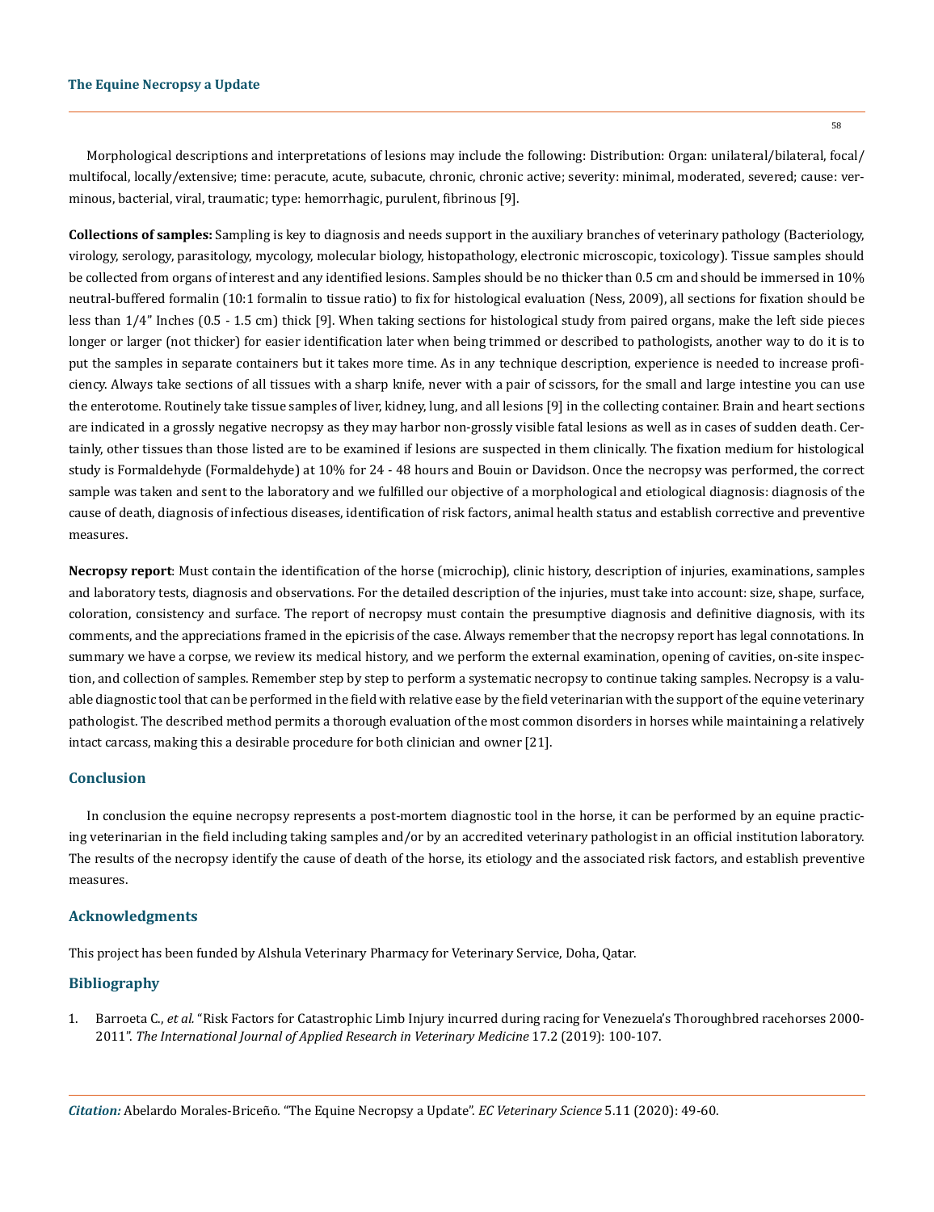Morphological descriptions and interpretations of lesions may include the following: Distribution: Organ: unilateral/bilateral, focal/multifocal, locally/extensive; time: peracute, acute, subacute, chronic, chronic active; severity: minimal, moderated, severed; cause: verminous, bacterial, viral, traumatic; type: hemorrhagic, purulent, fibrinous [9].

**Collections of samples:** Sampling is key to diagnosis and needs support in the auxiliary branches of veterinary pathology (Bacteriology, virology, serology, parasitology, mycology, molecular biology, histopathology, electronic microscopic, toxicology). Tissue samples should be collected from organs of interest and any identified lesions. Samples should be no thicker than 0.5 cm and should be immersed in 10% neutral-buffered formalin (10:1 formalin to tissue ratio) to fix for histological evaluation (Ness, 2009), all sections for fixation should be less than 1/4" Inches (0.5 - 1.5 cm) thick [9]. When taking sections for histological study from paired organs, make the left side pieces longer or larger (not thicker) for easier identification later when being trimmed or described to pathologists, another way to do it is to put the samples in separate containers but it takes more time. As in any technique description, experience is needed to increase proficiency. Always take sections of all tissues with a sharp knife, never with a pair of scissors, for the small and large intestine you can use the enterotome. Routinely take tissue samples of liver, kidney, lung, and all lesions [9] in the collecting container. Brain and heart sections are indicated in a grossly negative necropsy as they may harbor non-grossly visible fatal lesions as well as in cases of sudden death. Certainly, other tissues than those listed are to be examined if lesions are suspected in them clinically. The fixation medium for histological study is Formaldehyde (Formaldehyde) at 10% for 24 - 48 hours and Bouin or Davidson. Once the necropsy was performed, the correct sample was taken and sent to the laboratory and we fulfilled our objective of a morphological and etiological diagnosis: diagnosis of the cause of death, diagnosis of infectious diseases, identification of risk factors, animal health status and establish corrective and preventive measures.

**Necropsy report**: Must contain the identification of the horse (microchip), clinic history, description of injuries, examinations, samples and laboratory tests, diagnosis and observations. For the detailed description of the injuries, must take into account: size, shape, surface, coloration, consistency and surface. The report of necropsy must contain the presumptive diagnosis and definitive diagnosis, with its comments, and the appreciations framed in the epicrisis of the case. Always remember that the necropsy report has legal connotations. In summary we have a corpse, we review its medical history, and we perform the external examination, opening of cavities, on-site inspection, and collection of samples. Remember step by step to perform a systematic necropsy to continue taking samples. Necropsy is a valuable diagnostic tool that can be performed in the field with relative ease by the field veterinarian with the support of the equine veterinary pathologist. The described method permits a thorough evaluation of the most common disorders in horses while maintaining a relatively intact carcass, making this a desirable procedure for both clinician and owner [21].

## Conclusion

In conclusion the equine necropsy represents a post-mortem diagnostic tool in the horse, it can be performed by an equine practicing veterinarian in the field including taking samples and/or by an accredited veterinary pathologist in an official institution laboratory. The results of the necropsy identify the cause of death of the horse, its etiology and the associated risk factors, and establish preventive measures.

## Acknowledgments

This project has been funded by Alshula Veterinary Pharmacy for Veterinary Service, Doha, Qatar.

## Bibliography

1. Barroeta C., *et al.* "Risk Factors for Catastrophic Limb Injury incurred during racing for Venezuela's Thoroughbred racehorses 2000-2011". *The International Journal of Applied Research in Veterinary Medicine* 17.2 (2019): 100-107.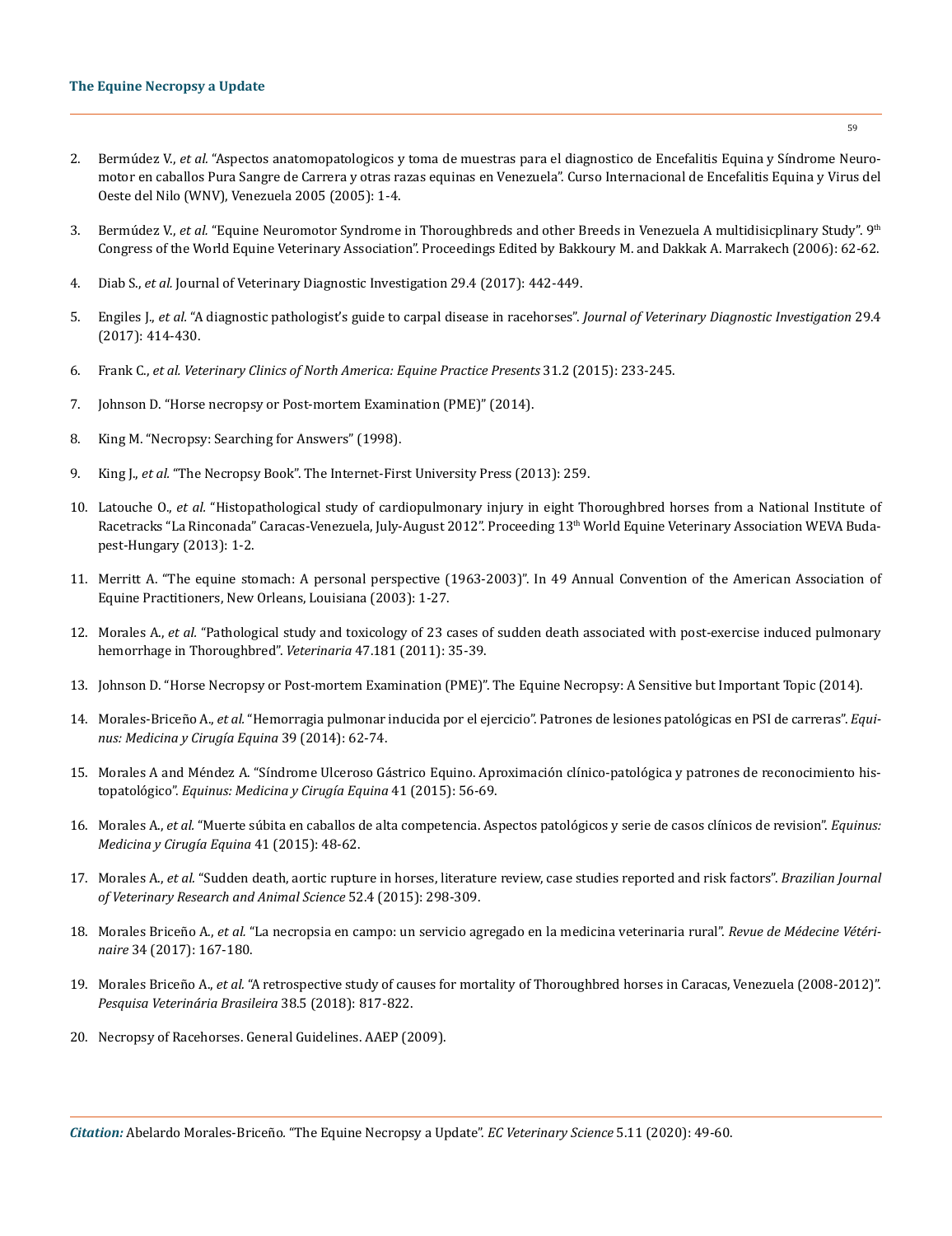2. Bermúdez V., *et al.* "Aspectos anatomopatologicos y toma de muestras para el diagnostico de Encefalitis Equina y Síndrome Neuromotor en caballos Pura Sangre de Carrera y otras razas equinas en Venezuela". Curso Internacional de Encefalitis Equina y Virus del Oeste del Nilo (WNV), Venezuela 2005 (2005): 1-4.

3. Bermúdez V., *et al.* "Equine Neuromotor Syndrome in Thoroughbreds and other Breeds in Venezuela A multidisicplinary Study". 9th Congress of the World Equine Veterinary Association". Proceedings Edited by Bakkoury M. and Dakkak A. Marrakech (2006): 62-62.

4. Diab S., *et al.* Journal of Veterinary Diagnostic Investigation 29.4 (2017): 442-449.

5. Engiles J., *et al.* "A diagnostic pathologist's guide to carpal disease in racehorses". *Journal of Veterinary Diagnostic Investigation* 29.4 (2017): 414-430.

6. Frank C., *et al. Veterinary Clinics of North America: Equine Practice Presents* 31.2 (2015): 233-245.

7. Johnson D. "Horse necropsy or Post-mortem Examination (PME)" (2014).

8. King M. "Necropsy: Searching for Answers" (1998).

9. King J., *et al.* "The Necropsy Book". The Internet-First University Press (2013): 259.

10. Latouche O., *et al.* "Histopathological study of cardiopulmonary injury in eight Thoroughbred horses from a National Institute of Racetracks "La Rinconada" Caracas-Venezuela, July-August 2012". Proceeding 13th World Equine Veterinary Association WEVA Budapest-Hungary (2013): 1-2.

11. Merritt A. "The equine stomach: A personal perspective (1963-2003)". In 49 Annual Convention of the American Association of Equine Practitioners, New Orleans, Louisiana (2003): 1-27.

12. Morales A., *et al.* "Pathological study and toxicology of 23 cases of sudden death associated with post-exercise induced pulmonary hemorrhage in Thoroughbred". *Veterinaria* 47.181 (2011): 35-39.

13. Johnson D. "Horse Necropsy or Post-mortem Examination (PME)". The Equine Necropsy: A Sensitive but Important Topic (2014).

14. Morales-Briceño A., *et al.* "Hemorragia pulmonar inducida por el ejercicio". Patrones de lesiones patológicas en PSI de carreras". *Equinus: Medicina y Cirugía Equina* 39 (2014): 62-74.

15. Morales A and Méndez A. "Síndrome Ulceroso Gástrico Equino. Aproximación clínico-patológica y patrones de reconocimiento histopatológico". *Equinus: Medicina y Cirugía Equina* 41 (2015): 56-69.

16. Morales A., *et al.* "Muerte súbita en caballos de alta competencia. Aspectos patológicos y serie de casos clínicos de revision". *Equinus: Medicina y Cirugía Equina* 41 (2015): 48-62.

17. Morales A., *et al.* "Sudden death, aortic rupture in horses, literature review, case studies reported and risk factors". *Brazilian Journal of Veterinary Research and Animal Science* 52.4 (2015): 298-309.

18. Morales Briceño A., *et al.* "La necropsia en campo: un servicio agregado en la medicina veterinaria rural". *Revue de Médecine Vétérinaire* 34 (2017): 167-180.

19. Morales Briceño A., *et al.* "A retrospective study of causes for mortality of Thoroughbred horses in Caracas, Venezuela (2008-2012)". *Pesquisa Veterinária Brasileira* 38.5 (2018): 817-822.

20. Necropsy of Racehorses. General Guidelines. AAEP (2009).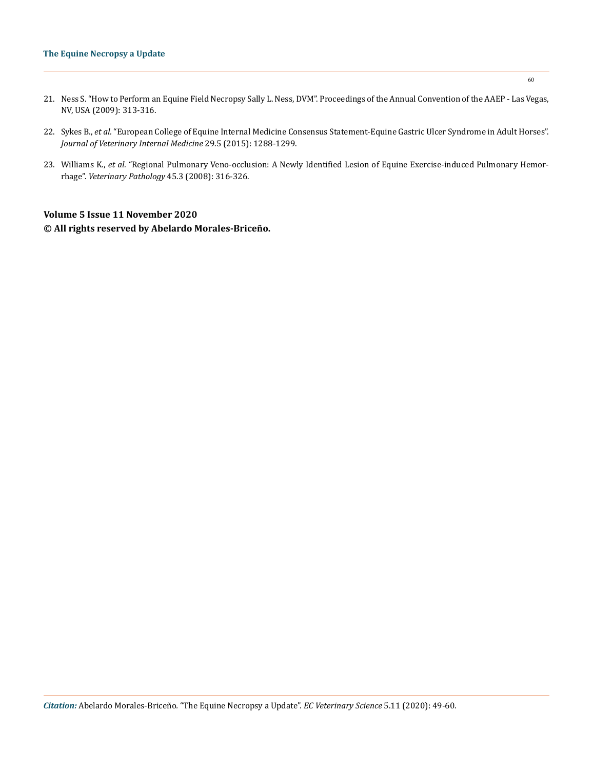21. Ness S. "How to Perform an Equine Field Necropsy Sally L. Ness, DVM". Proceedings of the Annual Convention of the AAEP - Las Vegas, NV, USA (2009): 313-316.

22. Sykes B., *et al*. "European College of Equine Internal Medicine Consensus Statement-Equine Gastric Ulcer Syndrome in Adult Horses". *Journal of Veterinary Internal Medicine* 29.5 (2015): 1288-1299.

23. Williams K., *et al.* "Regional Pulmonary Veno-occlusion: A Newly Identified Lesion of Equine Exercise-induced Pulmonary Hemorrhage". *Veterinary Pathology* 45.3 (2008): 316-326.

**Volume 5 Issue 11 November 2020**
**© All rights reserved by Abelardo Morales-Briceño.**